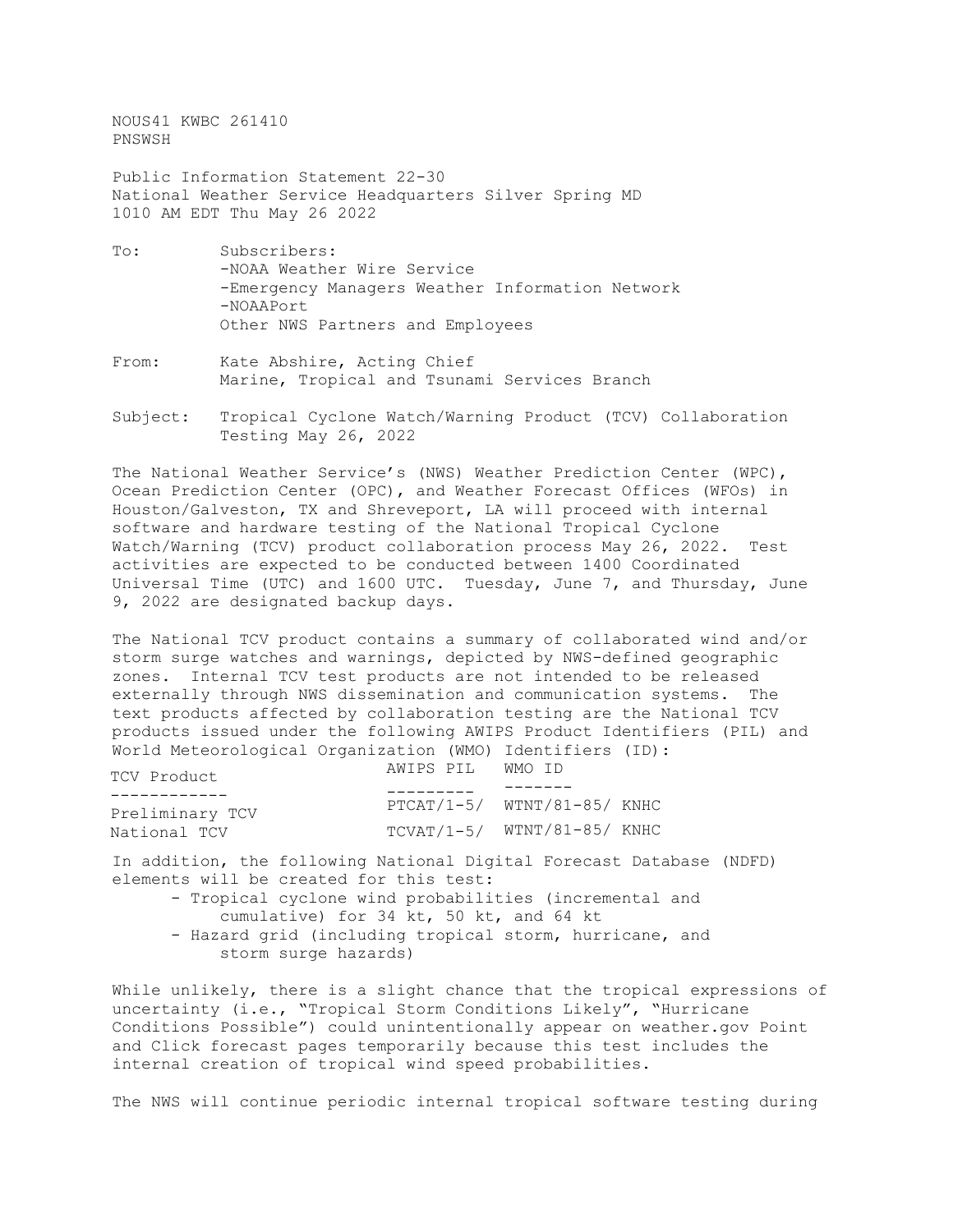NOUS41 KWBC 261410
PNSWSH

Public Information Statement 22-30
National Weather Service Headquarters Silver Spring MD
1010 AM EDT Thu May 26 2022

To: Subscribers:
-NOAA Weather Wire Service
-Emergency Managers Weather Information Network
-NOAAPort
Other NWS Partners and Employees

From: Kate Abshire, Acting Chief
Marine, Tropical and Tsunami Services Branch

Subject: Tropical Cyclone Watch/Warning Product (TCV) Collaboration Testing May 26, 2022

The National Weather Service's (NWS) Weather Prediction Center (WPC), Ocean Prediction Center (OPC), and Weather Forecast Offices (WFOs) in Houston/Galveston, TX and Shreveport, LA will proceed with internal software and hardware testing of the National Tropical Cyclone Watch/Warning (TCV) product collaboration process May 26, 2022. Test activities are expected to be conducted between 1400 Coordinated Universal Time (UTC) and 1600 UTC. Tuesday, June 7, and Thursday, June 9, 2022 are designated backup days.

The National TCV product contains a summary of collaborated wind and/or storm surge watches and warnings, depicted by NWS-defined geographic zones. Internal TCV test products are not intended to be released externally through NWS dissemination and communication systems. The text products affected by collaboration testing are the National TCV products issued under the following AWIPS Product Identifiers (PIL) and World Meteorological Organization (WMO) Identifiers (ID):

| TCV Product | AWIPS PIL | WMO ID |
|---|---|---|
| Preliminary TCV | PTCAT/1-5/ | WTNT/81-85/ KNHC |
| National TCV | TCVAT/1-5/ | WTNT/81-85/ KNHC |

In addition, the following National Digital Forecast Database (NDFD) elements will be created for this test:

- Tropical cyclone wind probabilities (incremental and cumulative) for 34 kt, 50 kt, and 64 kt
- Hazard grid (including tropical storm, hurricane, and storm surge hazards)

While unlikely, there is a slight chance that the tropical expressions of uncertainty (i.e., "Tropical Storm Conditions Likely", "Hurricane Conditions Possible") could unintentionally appear on weather.gov Point and Click forecast pages temporarily because this test includes the internal creation of tropical wind speed probabilities.

The NWS will continue periodic internal tropical software testing during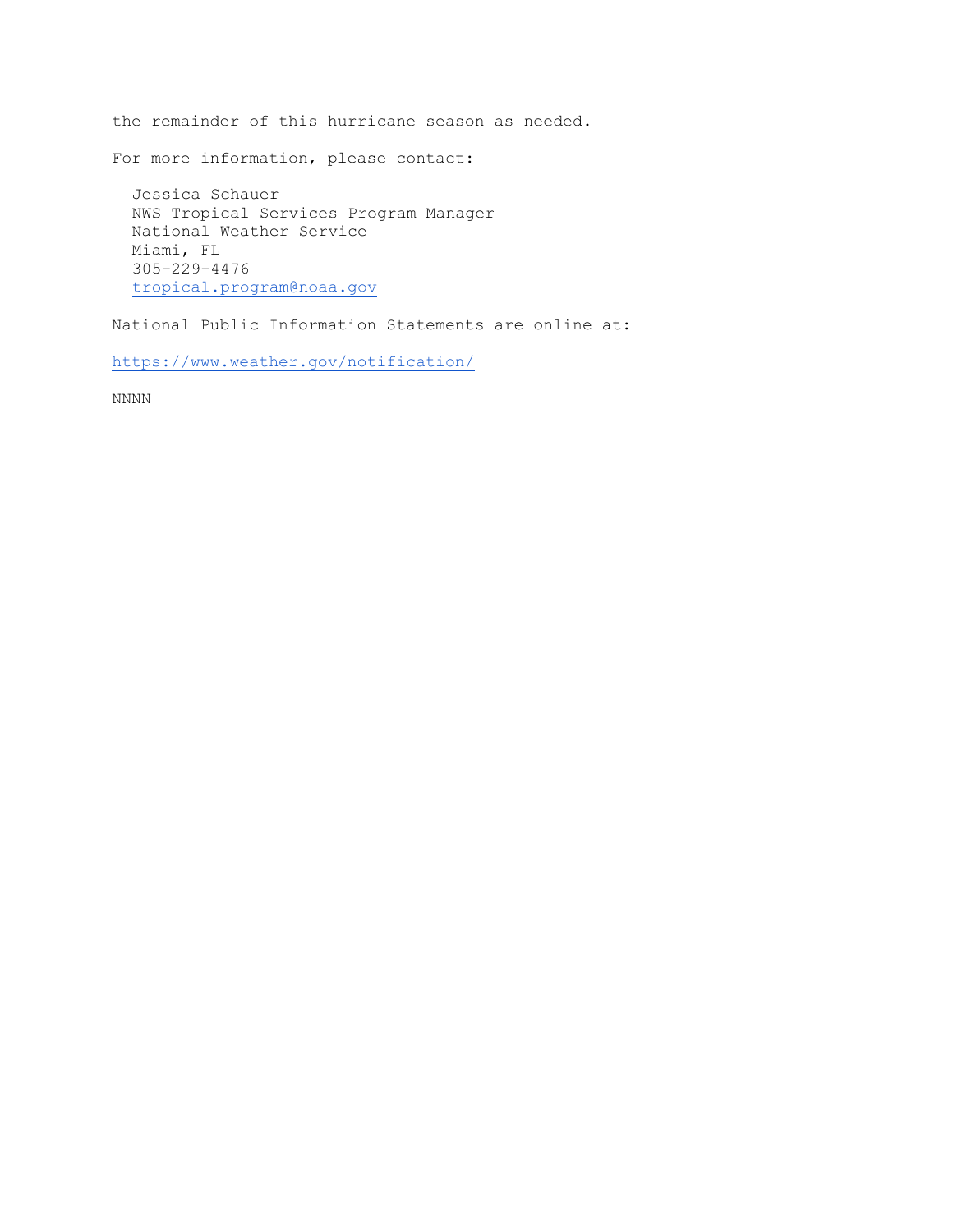the remainder of this hurricane season as needed.

For more information, please contact:

Jessica Schauer
NWS Tropical Services Program Manager
National Weather Service
Miami, FL
305-229-4476
tropical.program@noaa.gov

National Public Information Statements are online at:

https://www.weather.gov/notification/

NNNN